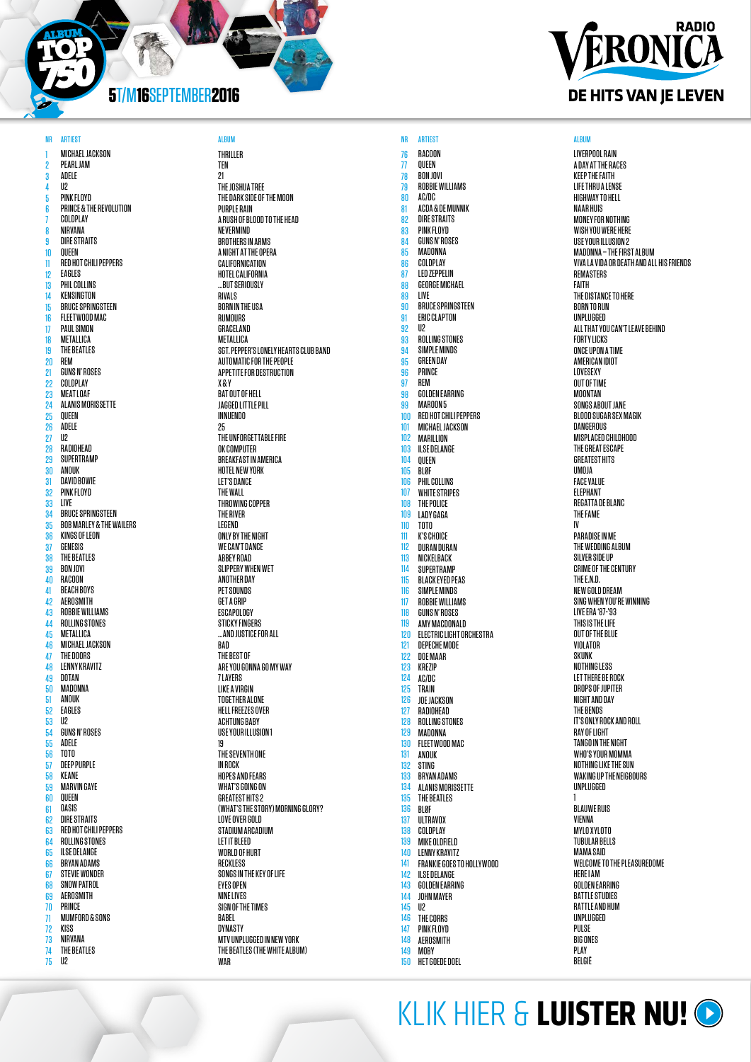# ALBUM TOP 750

**5 T/M 16 SEPTEMBER 2016**

**RADIO VERONICA — DE HITS VAN JE LEVEN**

| NR | ARTIEST | ALBUM |
|---|---|---|
| 1 | MICHAEL JACKSON | THRILLER |
| 2 | PEARL JAM | TEN |
| 3 | ADELE | 21 |
| 4 | U2 | THE JOSHUA TREE |
| 5 | PINK FLOYD | THE DARK SIDE OF THE MOON |
| 6 | PRINCE & THE REVOLUTION | PURPLE RAIN |
| 7 | COLDPLAY | A RUSH OF BLOOD TO THE HEAD |
| 8 | NIRVANA | NEVERMIND |
| 9 | DIRE STRAITS | BROTHERS IN ARMS |
| 10 | QUEEN | A NIGHT AT THE OPERA |
| 11 | RED HOT CHILI PEPPERS | CALIFORNICATION |
| 12 | EAGLES | HOTEL CALIFORNIA |
| 13 | PHIL COLLINS | ...BUT SERIOUSLY |
| 14 | KENSINGTON | RIVALS |
| 15 | BRUCE SPRINGSTEEN | BORN IN THE USA |
| 16 | FLEETWOOD MAC | RUMOURS |
| 17 | PAUL SIMON | GRACELAND |
| 18 | METALLICA | METALLICA |
| 19 | THE BEATLES | SGT. PEPPER'S LONELY HEARTS CLUB BAND |
| 20 | REM | AUTOMATIC FOR THE PEOPLE |
| 21 | GUNS N' ROSES | APPETITE FOR DESTRUCTION |
| 22 | COLDPLAY | X & Y |
| 23 | MEAT LOAF | BAT OUT OF HELL |
| 24 | ALANIS MORISSETTE | JAGGED LITTLE PILL |
| 25 | QUEEN | INNUENDO |
| 26 | ADELE | 25 |
| 27 | U2 | THE UNFORGETTABLE FIRE |
| 28 | RADIOHEAD | OK COMPUTER |
| 29 | SUPERTRAMP | BREAKFAST IN AMERICA |
| 30 | ANOUK | HOTEL NEW YORK |
| 31 | DAVID BOWIE | LET'S DANCE |
| 32 | PINK FLOYD | THE WALL |
| 33 | LIVE | THROWING COPPER |
| 34 | BRUCE SPRINGSTEEN | THE RIVER |
| 35 | BOB MARLEY & THE WAILERS | LEGEND |
| 36 | KINGS OF LEON | ONLY BY THE NIGHT |
| 37 | GENESIS | WE CAN'T DANCE |
| 38 | THE BEATLES | ABBEY ROAD |
| 39 | BON JOVI | SLIPPERY WHEN WET |
| 40 | RACOON | ANOTHER DAY |
| 41 | BEACH BOYS | PET SOUNDS |
| 42 | AEROSMITH | GET A GRIP |
| 43 | ROBBIE WILLIAMS | ESCAPOLOGY |
| 44 | ROLLING STONES | STICKY FINGERS |
| 45 | METALLICA | ...AND JUSTICE FOR ALL |
| 46 | MICHAEL JACKSON | BAD |
| 47 | THE DOORS | THE BEST OF |
| 48 | LENNY KRAVITZ | ARE YOU GONNA GO MY WAY |
| 49 | DOTAN | 7 LAYERS |
| 50 | MADONNA | LIKE A VIRGIN |
| 51 | ANOUK | TOGETHER ALONE |
| 52 | EAGLES | HELL FREEZES OVER |
| 53 | U2 | ACHTUNG BABY |
| 54 | GUNS N' ROSES | USE YOUR ILLUSION 1 |
| 55 | ADELE | 19 |
| 56 | TOTO | THE SEVENTH ONE |
| 57 | DEEP PURPLE | IN ROCK |
| 58 | KEANE | HOPES AND FEARS |
| 59 | MARVIN GAYE | WHAT'S GOING ON |
| 60 | QUEEN | GREATEST HITS 2 |
| 61 | OASIS | (WHAT'S THE STORY) MORNING GLORY? |
| 62 | DIRE STRAITS | LOVE OVER GOLD |
| 63 | RED HOT CHILI PEPPERS | STADIUM ARCADIUM |
| 64 | ROLLING STONES | LET IT BLEED |
| 65 | ILSE DELANGE | WORLD OF HURT |
| 66 | BRYAN ADAMS | RECKLESS |
| 67 | STEVIE WONDER | SONGS IN THE KEY OF LIFE |
| 68 | SNOW PATROL | EYES OPEN |
| 69 | AEROSMITH | NINE LIVES |
| 70 | PRINCE | SIGN OF THE TIMES |
| 71 | MUMFORD & SONS | BABEL |
| 72 | KISS | DYNASTY |
| 73 | NIRVANA | MTV UNPLUGGED IN NEW YORK |
| 74 | THE BEATLES | THE BEATLES (THE WHITE ALBUM) |
| 75 | U2 | WAR |
| 76 | RACOON | LIVERPOOL RAIN |
| 77 | QUEEN | A DAY AT THE RACES |
| 78 | BON JOVI | KEEP THE FAITH |
| 79 | ROBBIE WILLIAMS | LIFE THRU A LENSE |
| 80 | AC/DC | HIGHWAY TO HELL |
| 81 | ACDA & DE MUNNIK | NAAR HUIS |
| 82 | DIRE STRAITS | MONEY FOR NOTHING |
| 83 | PINK FLOYD | WISH YOU WERE HERE |
| 84 | GUNS N' ROSES | USE YOUR ILLUSION 2 |
| 85 | MADONNA | MADONNA – THE FIRST ALBUM |
| 86 | COLDPLAY | VIVA LA VIDA OR DEATH AND ALL HIS FRIENDS |
| 87 | LED ZEPPELIN | REMASTERS |
| 88 | GEORGE MICHAEL | FAITH |
| 89 | LIVE | THE DISTANCE TO HERE |
| 90 | BRUCE SPRINGSTEEN | BORN TO RUN |
| 91 | ERIC CLAPTON | UNPLUGGED |
| 92 | U2 | ALL THAT YOU CAN'T LEAVE BEHIND |
| 93 | ROLLING STONES | FORTY LICKS |
| 94 | SIMPLE MINDS | ONCE UPON A TIME |
| 95 | GREEN DAY | AMERICAN IDIOT |
| 96 | PRINCE | LOVESEXY |
| 97 | REM | OUT OF TIME |
| 98 | GOLDEN EARRING | MOONTAN |
| 99 | MAROON 5 | SONGS ABOUT JANE |
| 100 | RED HOT CHILI PEPPERS | BLOOD SUGAR SEX MAGIK |
| 101 | MICHAEL JACKSON | DANGEROUS |
| 102 | MARILLION | MISPLACED CHILDHOOD |
| 103 | ILSE DELANGE | THE GREAT ESCAPE |
| 104 | QUEEN | GREATEST HITS |
| 105 | BLØF | UMOJA |
| 106 | PHIL COLLINS | FACE VALUE |
| 107 | WHITE STRIPES | ELEPHANT |
| 108 | THE POLICE | REGATTA DE BLANC |
| 109 | LADY GAGA | THE FAME |
| 110 | TOTO | IV |
| 111 | K'S CHOICE | PARADISE IN ME |
| 112 | DURAN DURAN | THE WEDDING ALBUM |
| 113 | NICKELBACK | SILVER SIDE UP |
| 114 | SUPERTRAMP | CRIME OF THE CENTURY |
| 115 | BLACK EYED PEAS | THE E.N.D. |
| 116 | SIMPLE MINDS | NEW GOLD DREAM |
| 117 | ROBBIE WILLIAMS | SING WHEN YOU'RE WINNING |
| 118 | GUNS N' ROSES | LIVE ERA '87-'93 |
| 119 | AMY MACDONALD | THIS IS THE LIFE |
| 120 | ELECTRIC LIGHT ORCHESTRA | OUT OF THE BLUE |
| 121 | DEPECHE MODE | VIOLATOR |
| 122 | DOE MAAR | SKUNK |
| 123 | KREZIP | NOTHING LESS |
| 124 | AC/DC | LET THERE BE ROCK |
| 125 | TRAIN | DROPS OF JUPITER |
| 126 | JOE JACKSON | NIGHT AND DAY |
| 127 | RADIOHEAD | THE BENDS |
| 128 | ROLLING STONES | IT'S ONLY ROCK AND ROLL |
| 129 | MADONNA | RAY OF LIGHT |
| 130 | FLEETWOOD MAC | TANGO IN THE NIGHT |
| 131 | ANOUK | WHO'S YOUR MOMMA |
| 132 | STING | NOTHING LIKE THE SUN |
| 133 | BRYAN ADAMS | WAKING UP THE NEIGBOURS |
| 134 | ALANIS MORISSETTE | UNPLUGGED |
| 135 | THE BEATLES | 1 |
| 136 | BLØF | BLAUWE RUIS |
| 137 | ULTRAVOX | VIENNA |
| 138 | COLDPLAY | MYLO XYLOTO |
| 139 | MIKE OLDFIELD | TUBULAR BELLS |
| 140 | LENNY KRAVITZ | MAMA SAID |
| 141 | FRANKIE GOES TO HOLLYWOOD | WELCOME TO THE PLEASUREDOME |
| 142 | ILSE DELANGE | HERE I AM |
| 143 | GOLDEN EARRING | GOLDEN EARRING |
| 144 | JOHN MAYER | BATTLE STUDIES |
| 145 | U2 | RATTLE AND HUM |
| 146 | THE CORRS | UNPLUGGED |
| 147 | PINK FLOYD | PULSE |
| 148 | AEROSMITH | BIG ONES |
| 149 | MOBY | PLAY |
| 150 | HET GOEDE DOEL | BELGIË |

KLIK HIER & **LUISTER NU!**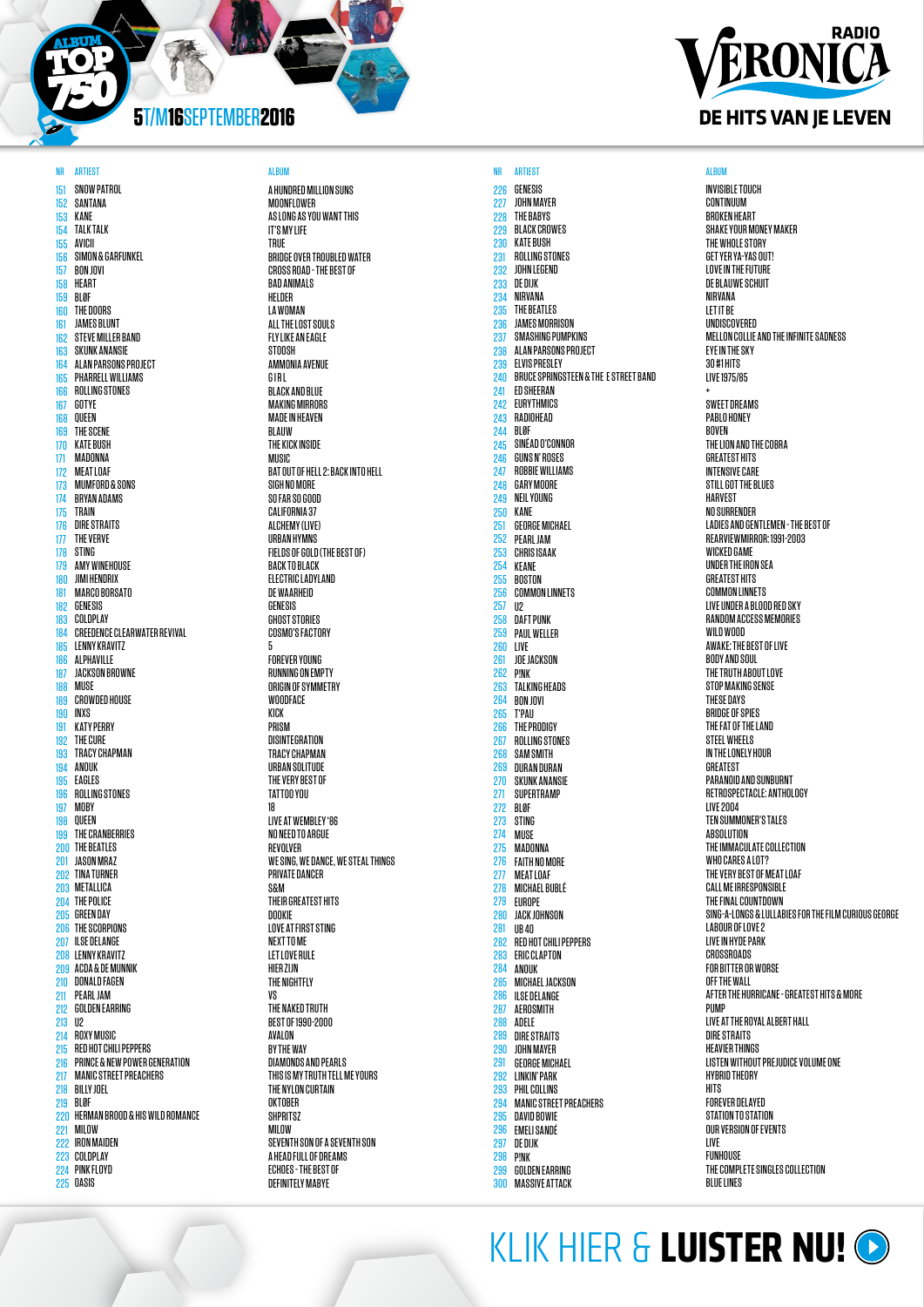# ALBUM TOP 750

**5 T/M 16 SEPTEMBER 2016**

RADIO VERONICA — DE HITS VAN JE LEVEN

| NR | ARTIEST | ALBUM |
|---|---|---|
| 151 | SNOW PATROL | A HUNDRED MILLION SUNS |
| 152 | SANTANA | MOONFLOWER |
| 153 | KANE | AS LONG AS YOU WANT THIS |
| 154 | TALK TALK | IT'S MY LIFE |
| 155 | AVICII | TRUE |
| 156 | SIMON & GARFUNKEL | BRIDGE OVER TROUBLED WATER |
| 157 | BON JOVI | CROSS ROAD - THE BEST OF |
| 158 | HEART | BAD ANIMALS |
| 159 | BLØF | HELDER |
| 160 | THE DOORS | LA WOMAN |
| 161 | JAMES BLUNT | ALL THE LOST SOULS |
| 162 | STEVE MILLER BAND | FLY LIKE AN EAGLE |
| 163 | SKUNK ANANSIE | STOOSH |
| 164 | ALAN PARSONS PROJECT | AMMONIA AVENUE |
| 165 | PHARRELL WILLIAMS | G I R L |
| 166 | ROLLING STONES | BLACK AND BLUE |
| 167 | GOTYE | MAKING MIRRORS |
| 168 | QUEEN | MADE IN HEAVEN |
| 169 | THE SCENE | BLAUW |
| 170 | KATE BUSH | THE KICK INSIDE |
| 171 | MADONNA | MUSIC |
| 172 | MEAT LOAF | BAT OUT OF HELL 2: BACK INTO HELL |
| 173 | MUMFORD & SONS | SIGH NO MORE |
| 174 | BRYAN ADAMS | SO FAR SO GOOD |
| 175 | TRAIN | CALIFORNIA 37 |
| 176 | DIRE STRAITS | ALCHEMY (LIVE) |
| 177 | THE VERVE | URBAN HYMNS |
| 178 | STING | FIELDS OF GOLD (THE BEST OF) |
| 179 | AMY WINEHOUSE | BACK TO BLACK |
| 180 | JIMI HENDRIX | ELECTRIC LADYLAND |
| 181 | MARCO BORSATO | DE WAARHEID |
| 182 | GENESIS | GENESIS |
| 183 | COLDPLAY | GHOST STORIES |
| 184 | CREEDENCE CLEARWATER REVIVAL | COSMO'S FACTORY |
| 185 | LENNY KRAVITZ | 5 |
| 186 | ALPHAVILLE | FOREVER YOUNG |
| 187 | JACKSON BROWNE | RUNNING ON EMPTY |
| 188 | MUSE | ORIGIN OF SYMMETRY |
| 189 | CROWDED HOUSE | WOODFACE |
| 190 | INXS | KICK |
| 191 | KATY PERRY | PRISM |
| 192 | THE CURE | DISINTEGRATION |
| 193 | TRACY CHAPMAN | TRACY CHAPMAN |
| 194 | ANOUK | URBAN SOLITUDE |
| 195 | EAGLES | THE VERY BEST OF |
| 196 | ROLLING STONES | TATTOO YOU |
| 197 | MOBY | 18 |
| 198 | QUEEN | LIVE AT WEMBLEY '86 |
| 199 | THE CRANBERRIES | NO NEED TO ARGUE |
| 200 | THE BEATLES | REVOLVER |
| 201 | JASON MRAZ | WE SING, WE DANCE, WE STEAL THINGS |
| 202 | TINA TURNER | PRIVATE DANCER |
| 203 | METALLICA | S&M |
| 204 | THE POLICE | THEIR GREATEST HITS |
| 205 | GREEN DAY | DOOKIE |
| 206 | THE SCORPIONS | LOVE AT FIRST STING |
| 207 | ILSE DELANGE | NEXT TO ME |
| 208 | LENNY KRAVITZ | LET LOVE RULE |
| 209 | ACDA & DE MUNNIK | HIER ZIJN |
| 210 | DONALD FAGEN | THE NIGHTFLY |
| 211 | PEARL JAM | VS |
| 212 | GOLDEN EARRING | THE NAKED TRUTH |
| 213 | U2 | BEST OF 1990-2000 |
| 214 | ROXY MUSIC | AVALON |
| 215 | RED HOT CHILI PEPPERS | BY THE WAY |
| 216 | PRINCE & NEW POWER GENERATION | DIAMONDS AND PEARLS |
| 217 | MANIC STREET PREACHERS | THIS IS MY TRUTH TELL ME YOURS |
| 218 | BILLY JOEL | THE NYLON CURTAIN |
| 219 | BLØF | OKTOBER |
| 220 | HERMAN BROOD & HIS WILD ROMANCE | SHPRITSZ |
| 221 | MILOW | MILOW |
| 222 | IRON MAIDEN | SEVENTH SON OF A SEVENTH SON |
| 223 | COLDPLAY | A HEAD FULL OF DREAMS |
| 224 | PINK FLOYD | ECHOES - THE BEST OF |
| 225 | OASIS | DEFINITELY MABYE |
| 226 | GENESIS | INVISIBLE TOUCH |
| 227 | JOHN MAYER | CONTINUUM |
| 228 | THE BABYS | BROKEN HEART |
| 229 | BLACK CROWES | SHAKE YOUR MONEY MAKER |
| 230 | KATE BUSH | THE WHOLE STORY |
| 231 | ROLLING STONES | GET YER YA-YAS OUT! |
| 232 | JOHN LEGEND | LOVE IN THE FUTURE |
| 233 | DE DIJK | DE BLAUWE SCHUIT |
| 234 | NIRVANA | NIRVANA |
| 235 | THE BEATLES | LET IT BE |
| 236 | JAMES MORRISON | UNDISCOVERED |
| 237 | SMASHING PUMPKINS | MELLON COLLIE AND THE INFINITE SADNESS |
| 238 | ALAN PARSONS PROJECT | EYE IN THE SKY |
| 239 | ELVIS PRESLEY | 30 #1 HITS |
| 240 | BRUCE SPRINGSTEEN & THE E STREET BAND | LIVE 1975/85 |
| 241 | ED SHEERAN | + |
| 242 | EURYTHMICS | SWEET DREAMS |
| 243 | RADIOHEAD | PABLO HONEY |
| 244 | BLØF | BOVEN |
| 245 | SINÉAD O'CONNOR | THE LION AND THE COBRA |
| 246 | GUNS N' ROSES | GREATEST HITS |
| 247 | ROBBIE WILLIAMS | INTENSIVE CARE |
| 248 | GARY MOORE | STILL GOT THE BLUES |
| 249 | NEIL YOUNG | HARVEST |
| 250 | KANE | NO SURRENDER |
| 251 | GEORGE MICHAEL | LADIES AND GENTLEMEN - THE BEST OF |
| 252 | PEARL JAM | REARVIEWMIRROR: 1991-2003 |
| 253 | CHRIS ISAAK | WICKED GAME |
| 254 | KEANE | UNDER THE IRON SEA |
| 255 | BOSTON | GREATEST HITS |
| 256 | COMMON LINNETS | COMMON LINNETS |
| 257 | U2 | LIVE UNDER A BLOOD RED SKY |
| 258 | DAFT PUNK | RANDOM ACCESS MEMORIES |
| 259 | PAUL WELLER | WILD WOOD |
| 260 | LIVE | AWAKE: THE BEST OF LIVE |
| 261 | JOE JACKSON | BODY AND SOUL |
| 262 | P!NK | THE TRUTH ABOUT LOVE |
| 263 | TALKING HEADS | STOP MAKING SENSE |
| 264 | BON JOVI | THESE DAYS |
| 265 | T'PAU | BRIDGE OF SPIES |
| 266 | THE PRODIGY | THE FAT OF THE LAND |
| 267 | ROLLING STONES | STEEL WHEELS |
| 268 | SAM SMITH | IN THE LONELY HOUR |
| 269 | DURAN DURAN | GREATEST |
| 270 | SKUNK ANANSIE | PARANOID AND SUNBURNT |
| 271 | SUPERTRAMP | RETROSPECTACLE: ANTHOLOGY |
| 272 | BLØF | LIVE 2004 |
| 273 | STING | TEN SUMMONER'S TALES |
| 274 | MUSE | ABSOLUTION |
| 275 | MADONNA | THE IMMACULATE COLLECTION |
| 276 | FAITH NO MORE | WHO CARES A LOT? |
| 277 | MEAT LOAF | THE VERY BEST OF MEAT LOAF |
| 278 | MICHAEL BUBLÉ | CALL ME IRRESPONSIBLE |
| 279 | EUROPE | THE FINAL COUNTDOWN |
| 280 | JACK JOHNSON | SING-A-LONGS & LULLABIES FOR THE FILM CURIOUS GEORGE |
| 281 | UB 40 | LABOUR OF LOVE 2 |
| 282 | RED HOT CHILI PEPPERS | LIVE IN HYDE PARK |
| 283 | ERIC CLAPTON | CROSSROADS |
| 284 | ANOUK | FOR BITTER OR WORSE |
| 285 | MICHAEL JACKSON | OFF THE WALL |
| 286 | ILSE DELANGE | AFTER THE HURRICANE - GREATEST HITS & MORE |
| 287 | AEROSMITH | PUMP |
| 288 | ADELE | LIVE AT THE ROYAL ALBERT HALL |
| 289 | DIRE STRAITS | DIRE STRAITS |
| 290 | JOHN MAYER | HEAVIER THINGS |
| 291 | GEORGE MICHAEL | LISTEN WITHOUT PREJUDICE VOLUME ONE |
| 292 | LINKIN' PARK | HYBRID THEORY |
| 293 | PHIL COLLINS | HITS |
| 294 | MANIC STREET PREACHERS | FOREVER DELAYED |
| 295 | DAVID BOWIE | STATION TO STATION |
| 296 | EMELI SANDÉ | OUR VERSION OF EVENTS |
| 297 | DE DIJK | LIVE |
| 298 | P!NK | FUNHOUSE |
| 299 | GOLDEN EARRING | THE COMPLETE SINGLES COLLECTION |
| 300 | MASSIVE ATTACK | BLUE LINES |

KLIK HIER & **LUISTER NU!**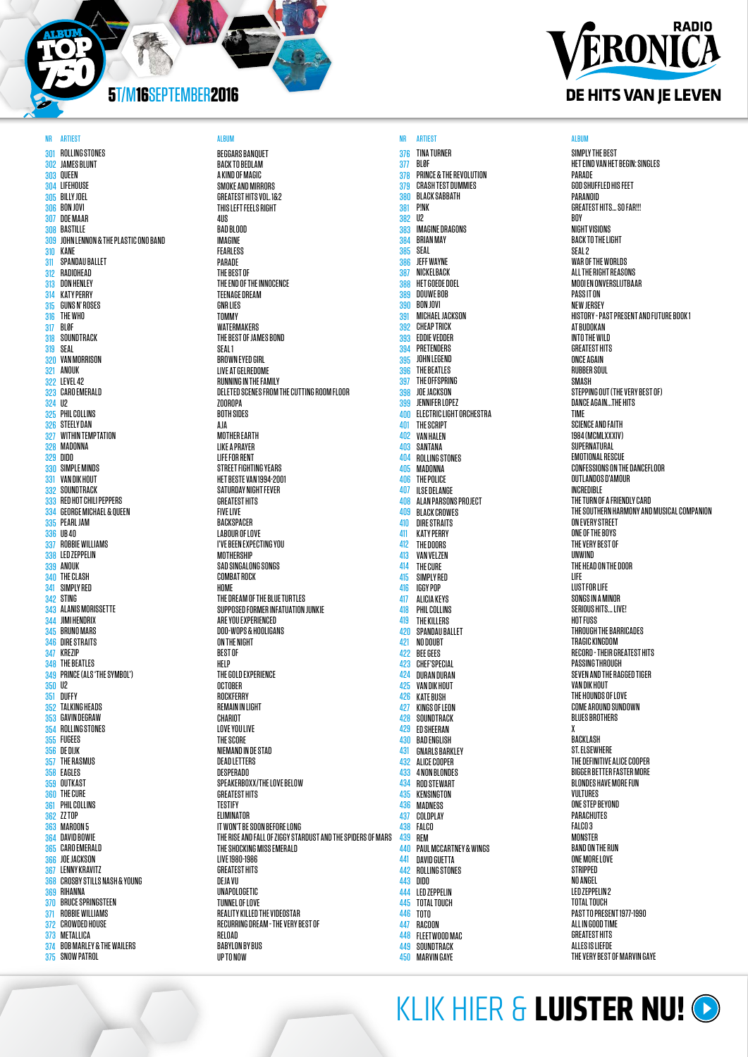# ALBUM TOP 750

5T/M16SEPTEMBER2016

RADIO VERONICA — DE HITS VAN JE LEVEN

| NR | ARTIEST | ALBUM |
|---|---|---|
| 301 | ROLLING STONES | BEGGARS BANQUET |
| 302 | JAMES BLUNT | BACK TO BEDLAM |
| 303 | QUEEN | A KIND OF MAGIC |
| 304 | LIFEHOUSE | SMOKE AND MIRRORS |
| 305 | BILLY JOEL | GREATEST HITS VOL. 1&2 |
| 306 | BON JOVI | THIS LEFT FEELS RIGHT |
| 307 | DOE MAAR | 4US |
| 308 | BASTILLE | BAD BLOOD |
| 309 | JOHN LENNON & THE PLASTIC ONO BAND | IMAGINE |
| 310 | KANE | FEARLESS |
| 311 | SPANDAU BALLET | PARADE |
| 312 | RADIOHEAD | THE BEST OF |
| 313 | DON HENLEY | THE END OF THE INNOCENCE |
| 314 | KATY PERRY | TEENAGE DREAM |
| 315 | GUNS N' ROSES | GNR LIES |
| 316 | THE WHO | TOMMY |
| 317 | BLØF | WATERMAKERS |
| 318 | SOUNDTRACK | THE BEST OF JAMES BOND |
| 319 | SEAL | SEAL 1 |
| 320 | VAN MORRISON | BROWN EYED GIRL |
| 321 | ANOUK | LIVE AT GELREDOME |
| 322 | LEVEL 42 | RUNNING IN THE FAMILY |
| 323 | CARO EMERALD | DELETED SCENES FROM THE CUTTING ROOM FLOOR |
| 324 | U2 | ZOOROPA |
| 325 | PHIL COLLINS | BOTH SIDES |
| 326 | STEELY DAN | AJA |
| 327 | WITHIN TEMPTATION | MOTHER EARTH |
| 328 | MADONNA | LIKE A PRAYER |
| 329 | DIDO | LIFE FOR RENT |
| 330 | SIMPLE MINDS | STREET FIGHTING YEARS |
| 331 | VAN DIK HOUT | HET BESTE VAN 1994-2001 |
| 332 | SOUNDTRACK | SATURDAY NIGHT FEVER |
| 333 | RED HOT CHILI PEPPERS | GREATEST HITS |
| 334 | GEORGE MICHAEL & QUEEN | FIVE LIVE |
| 335 | PEARL JAM | BACKSPACER |
| 336 | UB 40 | LABOUR OF LOVE |
| 337 | ROBBIE WILLIAMS | I'VE BEEN EXPECTING YOU |
| 338 | LED ZEPPELIN | MOTHERSHIP |
| 339 | ANOUK | SAD SINGALONG SONGS |
| 340 | THE CLASH | COMBAT ROCK |
| 341 | SIMPLY RED | HOME |
| 342 | STING | THE DREAM OF THE BLUE TURTLES |
| 343 | ALANIS MORISSETTE | SUPPOSED FORMER INFATUATION JUNKIE |
| 344 | JIMI HENDRIX | ARE YOU EXPERIENCED |
| 345 | BRUNO MARS | DOO-WOPS & HOOLIGANS |
| 346 | DIRE STRAITS | ON THE NIGHT |
| 347 | KREZIP | BEST OF |
| 348 | THE BEATLES | HELP |
| 349 | PRINCE (ALS 'THE SYMBOL') | THE GOLD EXPERIENCE |
| 350 | U2 | OCTOBER |
| 351 | DUFFY | ROCKFERRY |
| 352 | TALKING HEADS | REMAIN IN LIGHT |
| 353 | GAVIN DEGRAW | CHARIOT |
| 354 | ROLLING STONES | LOVE YOU LIVE |
| 355 | FUGEES | THE SCORE |
| 356 | DE DIJK | NIEMAND IN DE STAD |
| 357 | THE RASMUS | DEAD LETTERS |
| 358 | EAGLES | DESPERADO |
| 359 | OUTKAST | SPEAKERBOXX/THE LOVE BELOW |
| 360 | THE CURE | GREATEST HITS |
| 361 | PHIL COLLINS | TESTIFY |
| 362 | ZZ TOP | ELIMINATOR |
| 363 | MAROON 5 | IT WON'T BE SOON BEFORE LONG |
| 364 | DAVID BOWIE | THE RISE AND FALL OF ZIGGY STARDUST AND THE SPIDERS OF MARS |
| 365 | CARO EMERALD | THE SHOCKING MISS EMERALD |
| 366 | JOE JACKSON | LIVE 1980-1986 |
| 367 | LENNY KRAVITZ | GREATEST HITS |
| 368 | CROSBY STILLS NASH & YOUNG | DEJA VU |
| 369 | RIHANNA | UNAPOLOGETIC |
| 370 | BRUCE SPRINGSTEEN | TUNNEL OF LOVE |
| 371 | ROBBIE WILLIAMS | REALITY KILLED THE VIDEOSTAR |
| 372 | CROWDED HOUSE | RECURRING DREAM - THE VERY BEST OF |
| 373 | METALLICA | RELOAD |
| 374 | BOB MARLEY & THE WAILERS | BABYLON BY BUS |
| 375 | SNOW PATROL | UP TO NOW |
| 376 | TINA TURNER | SIMPLY THE BEST |
| 377 | BLØF | HET EIND VAN HET BEGIN: SINGLES |
| 378 | PRINCE & THE REVOLUTION | PARADE |
| 379 | CRASH TEST DUMMIES | GOD SHUFFLED HIS FEET |
| 380 | BLACK SABBATH | PARANOID |
| 381 | P!NK | GREATEST HITS... SO FAR!!! |
| 382 | U2 | BOY |
| 383 | IMAGINE DRAGONS | NIGHT VISIONS |
| 384 | BRIAN MAY | BACK TO THE LIGHT |
| 385 | SEAL | SEAL 2 |
| 386 | JEFF WAYNE | WAR OF THE WORLDS |
| 387 | NICKELBACK | ALL THE RIGHT REASONS |
| 388 | HET GOEDE DOEL | MOOI EN ONVERSLIJTBAAR |
| 389 | DOUWE BOB | PASS IT ON |
| 390 | BON JOVI | NEW JERSEY |
| 391 | MICHAEL JACKSON | HISTORY - PAST PRESENT AND FUTURE BOOK 1 |
| 392 | CHEAP TRICK | AT BUDOKAN |
| 393 | EDDIE VEDDER | INTO THE WILD |
| 394 | PRETENDERS | GREATEST HITS |
| 395 | JOHN LEGEND | ONCE AGAIN |
| 396 | THE BEATLES | RUBBER SOUL |
| 397 | THE OFFSPRING | SMASH |
| 398 | JOE JACKSON | STEPPING OUT (THE VERY BEST OF) |
| 399 | JENNIFER LOPEZ | DANCE AGAIN...THE HITS |
| 400 | ELECTRIC LIGHT ORCHESTRA | TIME |
| 401 | THE SCRIPT | SCIENCE AND FAITH |
| 402 | VAN HALEN | 1984 (MCMLXXXIV) |
| 403 | SANTANA | SUPERNATURAL |
| 404 | ROLLING STONES | EMOTIONAL RESCUE |
| 405 | MADONNA | CONFESSIONS ON THE DANCEFLOOR |
| 406 | THE POLICE | OUTLANDOS D'AMOUR |
| 407 | ILSE DELANGE | INCREDIBLE |
| 408 | ALAN PARSONS PROJECT | THE TURN OF A FRIENDLY CARD |
| 409 | BLACK CROWES | THE SOUTHERN HARMONY AND MUSICAL COMPANION |
| 410 | DIRE STRAITS | ON EVERY STREET |
| 411 | KATY PERRY | ONE OF THE BOYS |
| 412 | THE DOORS | THE VERY BEST OF |
| 413 | VAN VELZEN | UNWIND |
| 414 | THE CURE | THE HEAD ON THE DOOR |
| 415 | SIMPLY RED | LIFE |
| 416 | IGGY POP | LUST FOR LIFE |
| 417 | ALICIA KEYS | SONGS IN A MINOR |
| 418 | PHIL COLLINS | SERIOUS HITS... LIVE! |
| 419 | THE KILLERS | HOT FUSS |
| 420 | SPANDAU BALLET | THROUGH THE BARRICADES |
| 421 | NO DOUBT | TRAGIC KINGDOM |
| 422 | BEE GEES | RECORD - THEIR GREATEST HITS |
| 423 | CHEF'SPECIAL | PASSING THROUGH |
| 424 | DURAN DURAN | SEVEN AND THE RAGGED TIGER |
| 425 | VAN DIK HOUT | VAN DIK HOUT |
| 426 | KATE BUSH | THE HOUNDS OF LOVE |
| 427 | KINGS OF LEON | COME AROUND SUNDOWN |
| 428 | SOUNDTRACK | BLUES BROTHERS |
| 429 | ED SHEERAN | X |
| 430 | BAD ENGLISH | BACKLASH |
| 431 | GNARLS BARKLEY | ST. ELSEWHERE |
| 432 | ALICE COOPER | THE DEFINITIVE ALICE COOPER |
| 433 | 4 NON BLONDES | BIGGER BETTER FASTER MORE |
| 434 | ROD STEWART | BLONDES HAVE MORE FUN |
| 435 | KENSINGTON | VULTURES |
| 436 | MADNESS | ONE STEP BEYOND |
| 437 | COLDPLAY | PARACHUTES |
| 438 | FALCO | FALCO 3 |
| 439 | REM | MONSTER |
| 440 | PAUL MCCARTNEY & WINGS | BAND ON THE RUN |
| 441 | DAVID GUETTA | ONE MORE LOVE |
| 442 | ROLLING STONES | STRIPPED |
| 443 | DIDO | NO ANGEL |
| 444 | LED ZEPPELIN | LED ZEPPELIN 2 |
| 445 | TOTAL TOUCH | TOTAL TOUCH |
| 446 | TOTO | PAST TO PRESENT 1977-1990 |
| 447 | RACOON | ALL IN GOOD TIME |
| 448 | FLEETWOOD MAC | GREATEST HITS |
| 449 | SOUNDTRACK | ALLES IS LIEFDE |
| 450 | MARVIN GAYE | THE VERY BEST OF MARVIN GAYE |

KLIK HIER & **LUISTER NU!**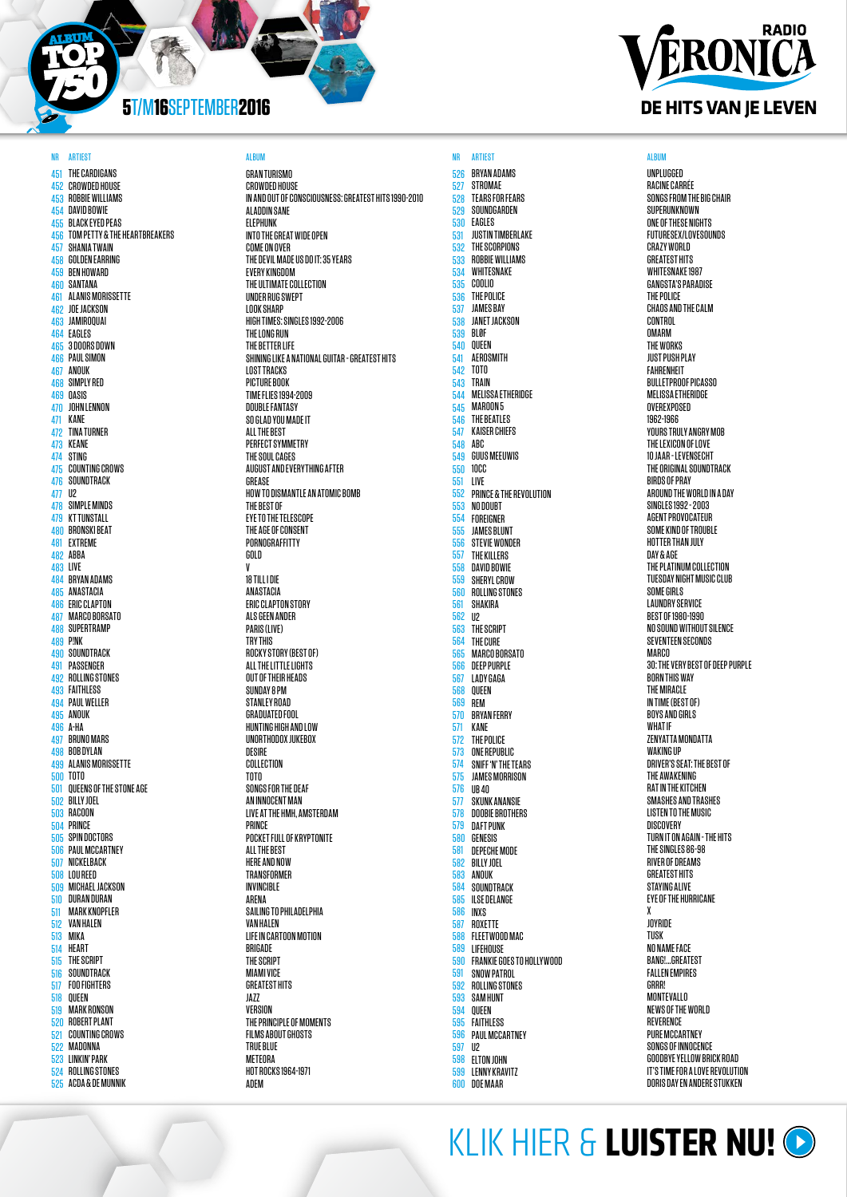ALBUM TOP 750

5 T/M 16 SEPTEMBER 2016

RADIO VERONICA DE HITS VAN JE LEVEN

| NR | ARTIEST | ALBUM |
|---|---|---|
| 451 | THE CARDIGANS | GRAN TURISMO |
| 452 | CROWDED HOUSE | CROWDED HOUSE |
| 453 | ROBBIE WILLIAMS | IN AND OUT OF CONSCIOUSNESS: GREATEST HITS 1990-2010 |
| 454 | DAVID BOWIE | ALADDIN SANE |
| 455 | BLACK EYED PEAS | ELEPHUNK |
| 456 | TOM PETTY & THE HEARTBREAKERS | INTO THE GREAT WIDE OPEN |
| 457 | SHANIA TWAIN | COME ON OVER |
| 458 | GOLDEN EARRING | THE DEVIL MADE US DO IT: 35 YEARS |
| 459 | BEN HOWARD | EVERY KINGDOM |
| 460 | SANTANA | THE ULTIMATE COLLECTION |
| 461 | ALANIS MORISSETTE | UNDER RUG SWEPT |
| 462 | JOE JACKSON | LOOK SHARP |
| 463 | JAMIROQUAI | HIGH TIMES: SINGLES 1992-2006 |
| 464 | EAGLES | THE LONG RUN |
| 465 | 3 DOORS DOWN | THE BETTER LIFE |
| 466 | PAUL SIMON | SHINING LIKE A NATIONAL GUITAR - GREATEST HITS |
| 467 | ANOUK | LOST TRACKS |
| 468 | SIMPLY RED | PICTURE BOOK |
| 469 | OASIS | TIME FLIES 1994-2009 |
| 470 | JOHN LENNON | DOUBLE FANTASY |
| 471 | KANE | SO GLAD YOU MADE IT |
| 472 | TINA TURNER | ALL THE BEST |
| 473 | KEANE | PERFECT SYMMETRY |
| 474 | STING | THE SOUL CAGES |
| 475 | COUNTING CROWS | AUGUST AND EVERYTHING AFTER |
| 476 | SOUNDTRACK | GREASE |
| 477 | U2 | HOW TO DISMANTLE AN ATOMIC BOMB |
| 478 | SIMPLE MINDS | THE BEST OF |
| 479 | KT TUNSTALL | EYE TO THE TELESCOPE |
| 480 | BRONSKI BEAT | THE AGE OF CONSENT |
| 481 | EXTREME | PORNOGRAFFITTY |
| 482 | ABBA | GOLD |
| 483 | LIVE | V |
| 484 | BRYAN ADAMS | 18 TILL I DIE |
| 485 | ANASTACIA | ANASTACIA |
| 486 | ERIC CLAPTON | ERIC CLAPTON STORY |
| 487 | MARCO BORSATO | ALS GEEN ANDER |
| 488 | SUPERTRAMP | PARIS (LIVE) |
| 489 | P!NK | TRY THIS |
| 490 | SOUNDTRACK | ROCKY STORY (BEST OF) |
| 491 | PASSENGER | ALL THE LITTLE LIGHTS |
| 492 | ROLLING STONES | OUT OF THEIR HEADS |
| 493 | FAITHLESS | SUNDAY 8 PM |
| 494 | PAUL WELLER | STANLEY ROAD |
| 495 | ANOUK | GRADUATED FOOL |
| 496 | A-HA | HUNTING HIGH AND LOW |
| 497 | BRUNO MARS | UNORTHODOX JUKEBOX |
| 498 | BOB DYLAN | DESIRE |
| 499 | ALANIS MORISSETTE | COLLECTION |
| 500 | TOTO | TOTO |
| 501 | QUEENS OF THE STONE AGE | SONGS FOR THE DEAF |
| 502 | BILLY JOEL | AN INNOCENT MAN |
| 503 | RACOON | LIVE AT THE HMH, AMSTERDAM |
| 504 | PRINCE | PRINCE |
| 505 | SPIN DOCTORS | POCKET FULL OF KRYPTONITE |
| 506 | PAUL MCCARTNEY | ALL THE BEST |
| 507 | NICKELBACK | HERE AND NOW |
| 508 | LOU REED | TRANSFORMER |
| 509 | MICHAEL JACKSON | INVINCIBLE |
| 510 | DURAN DURAN | ARENA |
| 511 | MARK KNOPFLER | SAILING TO PHILADELPHIA |
| 512 | VAN HALEN | VAN HALEN |
| 513 | MIKA | LIFE IN CARTOON MOTION |
| 514 | HEART | BRIGADE |
| 515 | THE SCRIPT | THE SCRIPT |
| 516 | SOUNDTRACK | MIAMI VICE |
| 517 | FOO FIGHTERS | GREATEST HITS |
| 518 | QUEEN | JAZZ |
| 519 | MARK RONSON | VERSION |
| 520 | ROBERT PLANT | THE PRINCIPLE OF MOMENTS |
| 521 | COUNTING CROWS | FILMS ABOUT GHOSTS |
| 522 | MADONNA | TRUE BLUE |
| 523 | LINKIN' PARK | METEORA |
| 524 | ROLLING STONES | HOT ROCKS 1964-1971 |
| 525 | ACDA & DE MUNNIK | ADEM |
| 526 | BRYAN ADAMS | UNPLUGGED |
| 527 | STROMAE | RACINE CARRÉE |
| 528 | TEARS FOR FEARS | SONGS FROM THE BIG CHAIR |
| 529 | SOUNDGARDEN | SUPERUNKNOWN |
| 530 | EAGLES | ONE OF THESE NIGHTS |
| 531 | JUSTIN TIMBERLAKE | FUTURESEX/LOVESOUNDS |
| 532 | THE SCORPIONS | CRAZY WORLD |
| 533 | ROBBIE WILLIAMS | GREATEST HITS |
| 534 | WHITESNAKE | WHITESNAKE 1987 |
| 535 | COOLIO | GANGSTA'S PARADISE |
| 536 | THE POLICE | THE POLICE |
| 537 | JAMES BAY | CHAOS AND THE CALM |
| 538 | JANET JACKSON | CONTROL |
| 539 | BLØF | OMARM |
| 540 | QUEEN | THE WORKS |
| 541 | AEROSMITH | JUST PUSH PLAY |
| 542 | TOTO | FAHRENHEIT |
| 543 | TRAIN | BULLETPROOF PICASSO |
| 544 | MELISSA ETHERIDGE | MELISSA ETHERIDGE |
| 545 | MAROON 5 | OVEREXPOSED |
| 546 | THE BEATLES | 1962-1966 |
| 547 | KAISER CHIEFS | YOURS TRULY ANGRY MOB |
| 548 | ABC | THE LEXICON OF LOVE |
| 549 | GUUS MEEUWIS | 10 JAAR - LEVENSECHT |
| 550 | 10CC | THE ORIGINAL SOUNDTRACK |
| 551 | LIVE | BIRDS OF PRAY |
| 552 | PRINCE & THE REVOLUTION | AROUND THE WORLD IN A DAY |
| 553 | NO DOUBT | SINGLES 1992 - 2003 |
| 554 | FOREIGNER | AGENT PROVOCATEUR |
| 555 | JAMES BLUNT | SOME KIND OF TROUBLE |
| 556 | STEVIE WONDER | HOTTER THAN JULY |
| 557 | THE KILLERS | DAY & AGE |
| 558 | DAVID BOWIE | THE PLATINUM COLLECTION |
| 559 | SHERYL CROW | TUESDAY NIGHT MUSIC CLUB |
| 560 | ROLLING STONES | SOME GIRLS |
| 561 | SHAKIRA | LAUNDRY SERVICE |
| 562 | U2 | BEST OF 1980-1990 |
| 563 | THE SCRIPT | NO SOUND WITHOUT SILENCE |
| 564 | THE CURE | SEVENTEEN SECONDS |
| 565 | MARCO BORSATO | MARCO |
| 566 | DEEP PURPLE | 30: THE VERY BEST OF DEEP PURPLE |
| 567 | LADY GAGA | BORN THIS WAY |
| 568 | QUEEN | THE MIRACLE |
| 569 | REM | IN TIME (BEST OF) |
| 570 | BRYAN FERRY | BOYS AND GIRLS |
| 571 | KANE | WHAT IF |
| 572 | THE POLICE | ZENYATTA MONDATTA |
| 573 | ONE REPUBLIC | WAKING UP |
| 574 | SNIFF 'N' THE TEARS | DRIVER'S SEAT: THE BEST OF |
| 575 | JAMES MORRISON | THE AWAKENING |
| 576 | UB 40 | RAT IN THE KITCHEN |
| 577 | SKUNK ANANSIE | SMASHES AND TRASHES |
| 578 | DOOBIE BROTHERS | LISTEN TO THE MUSIC |
| 579 | DAFT PUNK | DISCOVERY |
| 580 | GENESIS | TURN IT ON AGAIN - THE HITS |
| 581 | DEPECHE MODE | THE SINGLES 86-98 |
| 582 | BILLY JOEL | RIVER OF DREAMS |
| 583 | ANOUK | GREATEST HITS |
| 584 | SOUNDTRACK | STAYING ALIVE |
| 585 | ILSE DE LANGE | EYE OF THE HURRICANE |
| 586 | INXS | X |
| 587 | ROXETTE | JOYRIDE |
| 588 | FLEETWOOD MAC | TUSK |
| 589 | LIFEHOUSE | NO NAME FACE |
| 590 | FRANKIE GOES TO HOLLYWOOD | BANG!...GREATEST |
| 591 | SNOW PATROL | FALLEN EMPIRES |
| 592 | ROLLING STONES | GRRR! |
| 593 | SAM HUNT | MONTEVALLO |
| 594 | QUEEN | NEWS OF THE WORLD |
| 595 | FAITHLESS | REVERENCE |
| 596 | PAUL MCCARTNEY | PURE MCCARTNEY |
| 597 | U2 | SONGS OF INNOCENCE |
| 598 | ELTON JOHN | GOODBYE YELLOW BRICK ROAD |
| 599 | LENNY KRAVITZ | IT'S TIME FOR A LOVE REVOLUTION |
| 600 | DOE MAAR | DORIS DAY EN ANDERE STUKKEN |

KLIK HIER & **LUISTER NU!**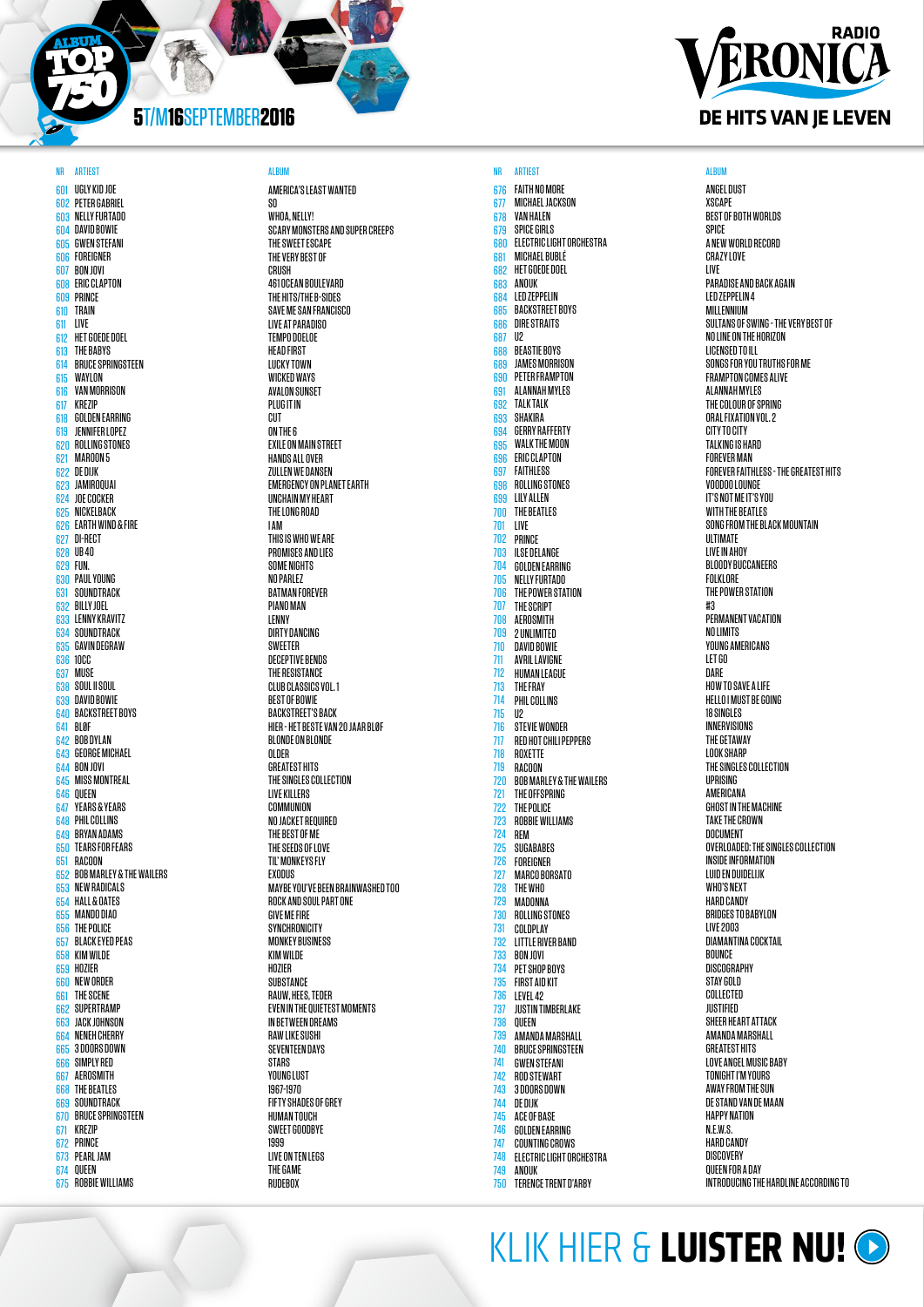# ALBUM TOP 750

5T/M16SEPTEMBER2016

RADIO VERONICA — DE HITS VAN JE LEVEN

| NR | ARTIEST | ALBUM |
|---|---|---|
| 601 | UGLY KID JOE | AMERICA'S LEAST WANTED |
| 602 | PETER GABRIEL | SO |
| 603 | NELLY FURTADO | WHOA, NELLY! |
| 604 | DAVID BOWIE | SCARY MONSTERS AND SUPER CREEPS |
| 605 | GWEN STEFANI | THE SWEET ESCAPE |
| 606 | FOREIGNER | THE VERY BEST OF |
| 607 | BON JOVI | CRUSH |
| 608 | ERIC CLAPTON | 461 OCEAN BOULEVARD |
| 609 | PRINCE | THE HITS/THE B-SIDES |
| 610 | TRAIN | SAVE ME SAN FRANCISCO |
| 611 | LIVE | LIVE AT PARADISO |
| 612 | HET GOEDE DOEL | TEMPO DOELOE |
| 613 | THE BABYS | HEAD FIRST |
| 614 | BRUCE SPRINGSTEEN | LUCKY TOWN |
| 615 | WAYLON | WICKED WAYS |
| 616 | VAN MORRISON | AVALON SUNSET |
| 617 | KREZIP | PLUG IT IN |
| 618 | GOLDEN EARRING | CUT |
| 619 | JENNIFER LOPEZ | ON THE 6 |
| 620 | ROLLING STONES | EXILE ON MAIN STREET |
| 621 | MAROON 5 | HANDS ALL OVER |
| 622 | DE DIJK | ZULLEN WE DANSEN |
| 623 | JAMIROQUAI | EMERGENCY ON PLANET EARTH |
| 624 | JOE COCKER | UNCHAIN MY HEART |
| 625 | NICKELBACK | THE LONG ROAD |
| 626 | EARTH WIND & FIRE | I AM |
| 627 | DI-RECT | THIS IS WHO WE ARE |
| 628 | UB 40 | PROMISES AND LIES |
| 629 | FUN. | SOME NIGHTS |
| 630 | PAUL YOUNG | NO PARLEZ |
| 631 | SOUNDTRACK | BATMAN FOREVER |
| 632 | BILLY JOEL | PIANO MAN |
| 633 | LENNY KRAVITZ | LENNY |
| 634 | SOUNDTRACK | DIRTY DANCING |
| 635 | GAVIN DEGRAW | SWEETER |
| 636 | 10CC | DECEPTIVE BENDS |
| 637 | MUSE | THE RESISTANCE |
| 638 | SOUL II SOUL | CLUB CLASSICS VOL. 1 |
| 639 | DAVID BOWIE | BEST OF BOWIE |
| 640 | BACKSTREET BOYS | BACKSTREET'S BACK |
| 641 | BLØF | HIER - HET BESTE VAN 20 JAAR BLØF |
| 642 | BOB DYLAN | BLONDE ON BLONDE |
| 643 | GEORGE MICHAEL | OLDER |
| 644 | BON JOVI | GREATEST HITS |
| 645 | MISS MONTREAL | THE SINGLES COLLECTION |
| 646 | QUEEN | LIVE KILLERS |
| 647 | YEARS & YEARS | COMMUNION |
| 648 | PHIL COLLINS | NO JACKET REQUIRED |
| 649 | BRYAN ADAMS | THE BEST OF ME |
| 650 | TEARS FOR FEARS | THE SEEDS OF LOVE |
| 651 | RACOON | TIL' MONKEYS FLY |
| 652 | BOB MARLEY & THE WAILERS | EXODUS |
| 653 | NEW RADICALS | MAYBE YOU'VE BEEN BRAINWASHED TOO |
| 654 | HALL & OATES | ROCK AND SOUL PART ONE |
| 655 | MANDO DIAO | GIVE ME FIRE |
| 656 | THE POLICE | SYNCHRONICITY |
| 657 | BLACK EYED PEAS | MONKEY BUSINESS |
| 658 | KIM WILDE | KIM WILDE |
| 659 | HOZIER | HOZIER |
| 660 | NEW ORDER | SUBSTANCE |
| 661 | THE SCENE | RAUW, HEES, TEDER |
| 662 | SUPERTRAMP | EVEN IN THE QUIETEST MOMENTS |
| 663 | JACK JOHNSON | IN BETWEEN DREAMS |
| 664 | NENEH CHERRY | RAW LIKE SUSHI |
| 665 | 3 DOORS DOWN | SEVENTEEN DAYS |
| 666 | SIMPLY RED | STARS |
| 667 | AEROSMITH | YOUNG LUST |
| 668 | THE BEATLES | 1967-1970 |
| 669 | SOUNDTRACK | FIFTY SHADES OF GREY |
| 670 | BRUCE SPRINGSTEEN | HUMAN TOUCH |
| 671 | KREZIP | SWEET GOODBYE |
| 672 | PRINCE | 1999 |
| 673 | PEARL JAM | LIVE ON TEN LEGS |
| 674 | QUEEN | THE GAME |
| 675 | ROBBIE WILLIAMS | RUDEBOX |
| 676 | FAITH NO MORE | ANGEL DUST |
| 677 | MICHAEL JACKSON | XSCAPE |
| 678 | VAN HALEN | BEST OF BOTH WORLDS |
| 679 | SPICE GIRLS | SPICE |
| 680 | ELECTRIC LIGHT ORCHESTRA | A NEW WORLD RECORD |
| 681 | MICHAEL BUBLÉ | CRAZY LOVE |
| 682 | HET GOEDE DOEL | LIVE |
| 683 | ANOUK | PARADISE AND BACK AGAIN |
| 684 | LED ZEPPELIN | LED ZEPPELIN 4 |
| 685 | BACKSTREET BOYS | MILLENNIUM |
| 686 | DIRE STRAITS | SULTANS OF SWING - THE VERY BEST OF |
| 687 | U2 | NO LINE ON THE HORIZON |
| 688 | BEASTIE BOYS | LICENSED TO ILL |
| 689 | JAMES MORRISON | SONGS FOR YOU TRUTHS FOR ME |
| 690 | PETER FRAMPTON | FRAMPTON COMES ALIVE |
| 691 | ALANNAH MYLES | ALANNAH MYLES |
| 692 | TALK TALK | THE COLOUR OF SPRING |
| 693 | SHAKIRA | ORAL FIXATION VOL. 2 |
| 694 | GERRY RAFFERTY | CITY TO CITY |
| 695 | WALK THE MOON | TALKING IS HARD |
| 696 | ERIC CLAPTON | FOREVER MAN |
| 697 | FAITHLESS | FOREVER FAITHLESS - THE GREATEST HITS |
| 698 | ROLLING STONES | VOODOO LOUNGE |
| 699 | LILY ALLEN | IT'S NOT ME IT'S YOU |
| 700 | THE BEATLES | WITH THE BEATLES |
| 701 | LIVE | SONG FROM THE BLACK MOUNTAIN |
| 702 | PRINCE | ULTIMATE |
| 703 | ILSE DELANGE | LIVE IN AHOY |
| 704 | GOLDEN EARRING | BLOODY BUCCANEERS |
| 705 | NELLY FURTADO | FOLKLORE |
| 706 | THE POWER STATION | THE POWER STATION |
| 707 | THE SCRIPT | #3 |
| 708 | AEROSMITH | PERMANENT VACATION |
| 709 | 2 UNLIMITED | NO LIMITS |
| 710 | DAVID BOWIE | YOUNG AMERICANS |
| 711 | AVRIL LAVIGNE | LET GO |
| 712 | HUMAN LEAGUE | DARE |
| 713 | THE FRAY | HOW TO SAVE A LIFE |
| 714 | PHIL COLLINS | HELLO I MUST BE GOING |
| 715 | U2 | 18 SINGLES |
| 716 | STEVIE WONDER | INNERVISIONS |
| 717 | RED HOT CHILI PEPPERS | THE GETAWAY |
| 718 | ROXETTE | LOOK SHARP |
| 719 | RACOON | THE SINGLES COLLECTION |
| 720 | BOB MARLEY & THE WAILERS | UPRISING |
| 721 | THE OFFSPRING | AMERICANA |
| 722 | THE POLICE | GHOST IN THE MACHINE |
| 723 | ROBBIE WILLIAMS | TAKE THE CROWN |
| 724 | REM | DOCUMENT |
| 725 | SUGABABES | OVERLOADED: THE SINGLES COLLECTION |
| 726 | FOREIGNER | INSIDE INFORMATION |
| 727 | MARCO BORSATO | LUID EN DUIDELIJK |
| 728 | THE WHO | WHO'S NEXT |
| 729 | MADONNA | HARD CANDY |
| 730 | ROLLING STONES | BRIDGES TO BABYLON |
| 731 | COLDPLAY | LIVE 2003 |
| 732 | LITTLE RIVER BAND | DIAMANTINA COCKTAIL |
| 733 | BON JOVI | BOUNCE |
| 734 | PET SHOP BOYS | DISCOGRAPHY |
| 735 | FIRST AID KIT | STAY GOLD |
| 736 | LEVEL 42 | COLLECTED |
| 737 | JUSTIN TIMBERLAKE | JUSTIFIED |
| 738 | QUEEN | SHEER HEART ATTACK |
| 739 | AMANDA MARSHALL | AMANDA MARSHALL |
| 740 | BRUCE SPRINGSTEEN | GREATEST HITS |
| 741 | GWEN STEFANI | LOVE ANGEL MUSIC BABY |
| 742 | ROD STEWART | TONIGHT I'M YOURS |
| 743 | 3 DOORS DOWN | AWAY FROM THE SUN |
| 744 | DE DIJK | DE STAND VAN DE MAAN |
| 745 | ACE OF BASE | HAPPY NATION |
| 746 | GOLDEN EARRING | N.E.W.S. |
| 747 | COUNTING CROWS | HARD CANDY |
| 748 | ELECTRIC LIGHT ORCHESTRA | DISCOVERY |
| 749 | ANOUK | QUEEN FOR A DAY |
| 750 | TERENCE TRENT D'ARBY | INTRODUCING THE HARDLINE ACCORDING TO |

KLIK HIER & **LUISTER NU!**